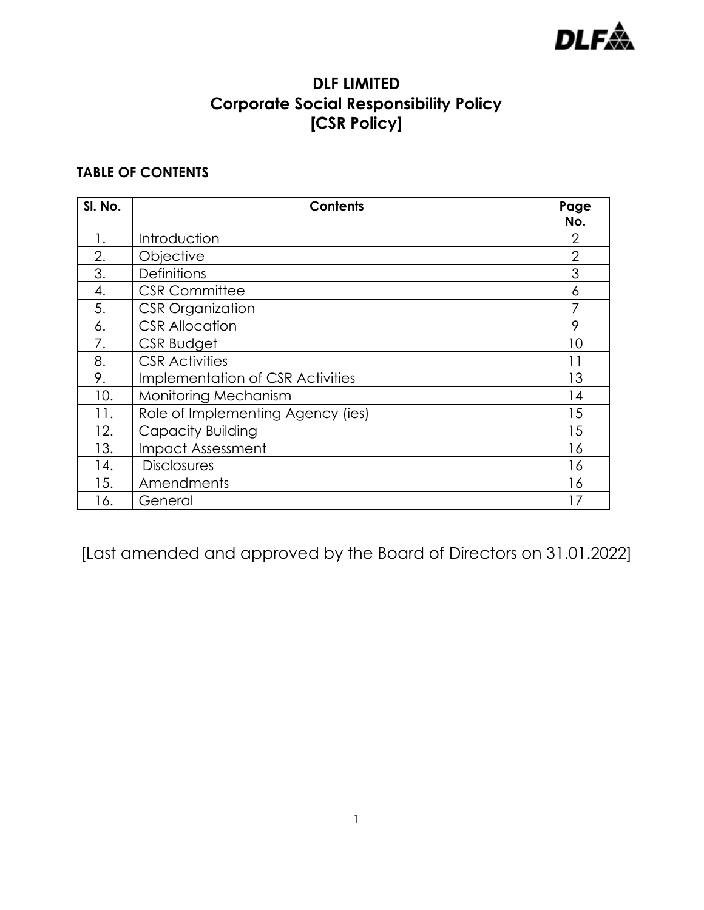# DLF LIMITED
# Corporate Social Responsibility Policy
# [CSR Policy]

**TABLE OF CONTENTS**

| Sl. No. | Contents | Page No. |
|---|---|---|
| 1. | Introduction | 2 |
| 2. | Objective | 2 |
| 3. | Definitions | 3 |
| 4. | CSR Committee | 6 |
| 5. | CSR Organization | 7 |
| 6. | CSR Allocation | 9 |
| 7. | CSR Budget | 10 |
| 8. | CSR Activities | 11 |
| 9. | Implementation of CSR Activities | 13 |
| 10. | Monitoring Mechanism | 14 |
| 11. | Role of Implementing Agency (ies) | 15 |
| 12. | Capacity Building | 15 |
| 13. | Impact Assessment | 16 |
| 14. | Disclosures | 16 |
| 15. | Amendments | 16 |
| 16. | General | 17 |

[Last amended and approved by the Board of Directors on 31.01.2022]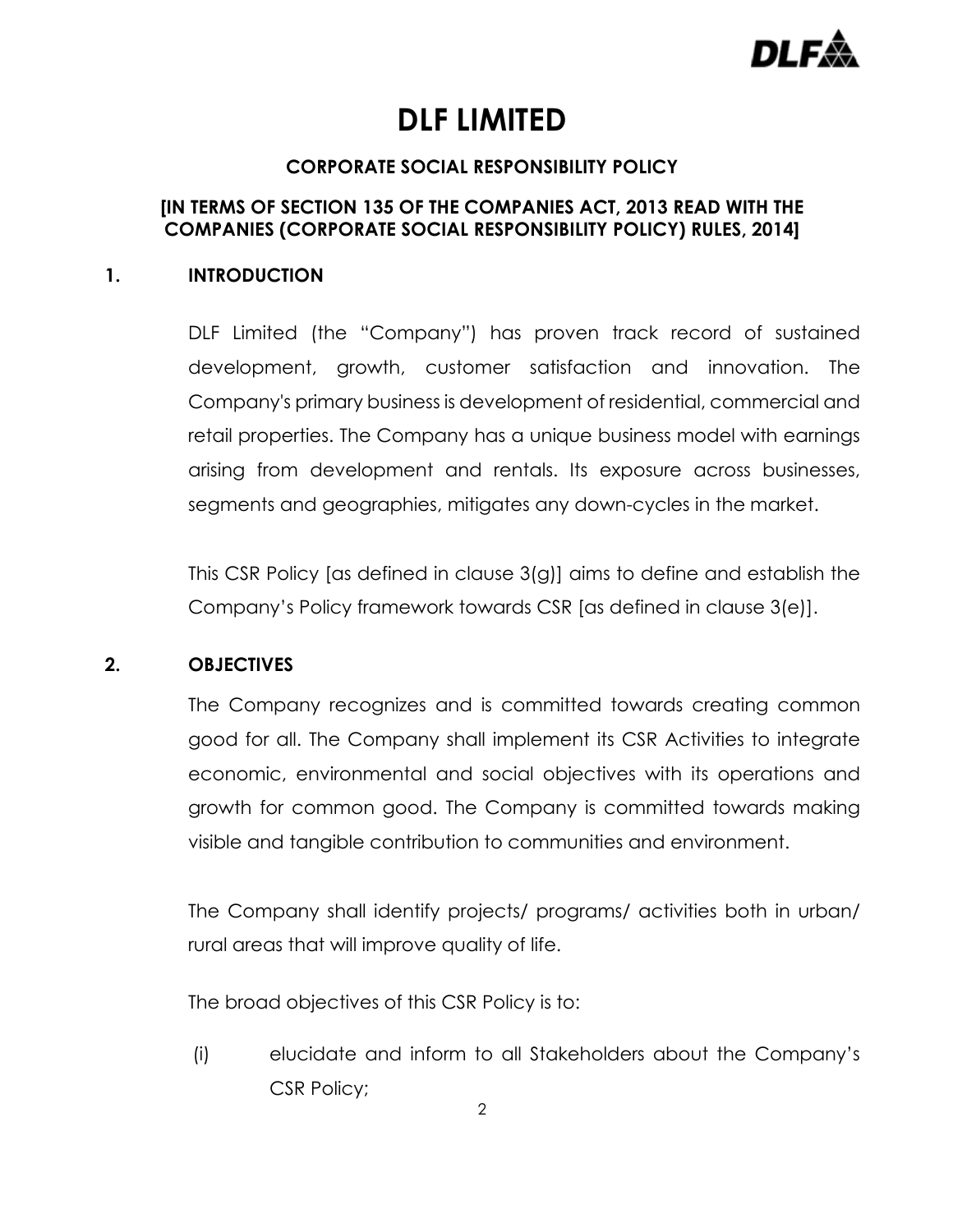# DLF LIMITED

### CORPORATE SOCIAL RESPONSIBILITY POLICY

### [IN TERMS OF SECTION 135 OF THE COMPANIES ACT, 2013 READ WITH THE COMPANIES (CORPORATE SOCIAL RESPONSIBILITY POLICY) RULES, 2014]

## 1. INTRODUCTION

DLF Limited (the "Company") has proven track record of sustained development, growth, customer satisfaction and innovation. The Company's primary business is development of residential, commercial and retail properties. The Company has a unique business model with earnings arising from development and rentals. Its exposure across businesses, segments and geographies, mitigates any down-cycles in the market.

This CSR Policy [as defined in clause 3(g)] aims to define and establish the Company's Policy framework towards CSR [as defined in clause 3(e)].

## 2. OBJECTIVES

The Company recognizes and is committed towards creating common good for all. The Company shall implement its CSR Activities to integrate economic, environmental and social objectives with its operations and growth for common good. The Company is committed towards making visible and tangible contribution to communities and environment.

The Company shall identify projects/ programs/ activities both in urban/ rural areas that will improve quality of life.

The broad objectives of this CSR Policy is to:

(i) elucidate and inform to all Stakeholders about the Company's CSR Policy;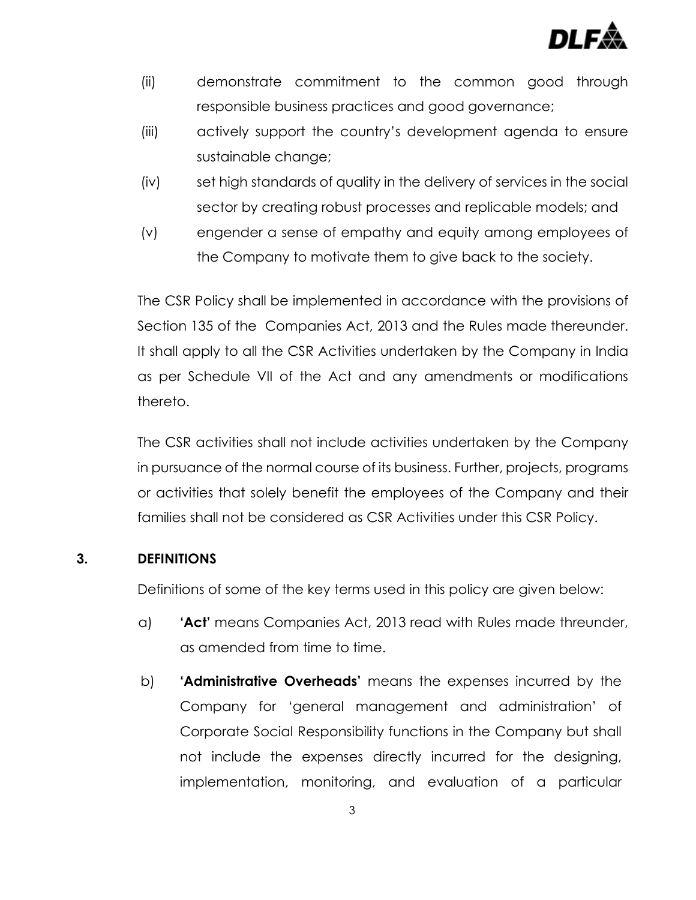(ii) demonstrate commitment to the common good through responsible business practices and good governance;

(iii) actively support the country's development agenda to ensure sustainable change;

(iv) set high standards of quality in the delivery of services in the social sector by creating robust processes and replicable models; and

(v) engender a sense of empathy and equity among employees of the Company to motivate them to give back to the society.

The CSR Policy shall be implemented in accordance with the provisions of Section 135 of the Companies Act, 2013 and the Rules made thereunder. It shall apply to all the CSR Activities undertaken by the Company in India as per Schedule VII of the Act and any amendments or modifications thereto.

The CSR activities shall not include activities undertaken by the Company in pursuance of the normal course of its business. Further, projects, programs or activities that solely benefit the employees of the Company and their families shall not be considered as CSR Activities under this CSR Policy.

## 3. DEFINITIONS

Definitions of some of the key terms used in this policy are given below:

a) **'Act'** means Companies Act, 2013 read with Rules made threunder, as amended from time to time.

b) **'Administrative Overheads'** means the expenses incurred by the Company for 'general management and administration' of Corporate Social Responsibility functions in the Company but shall not include the expenses directly incurred for the designing, implementation, monitoring, and evaluation of a particular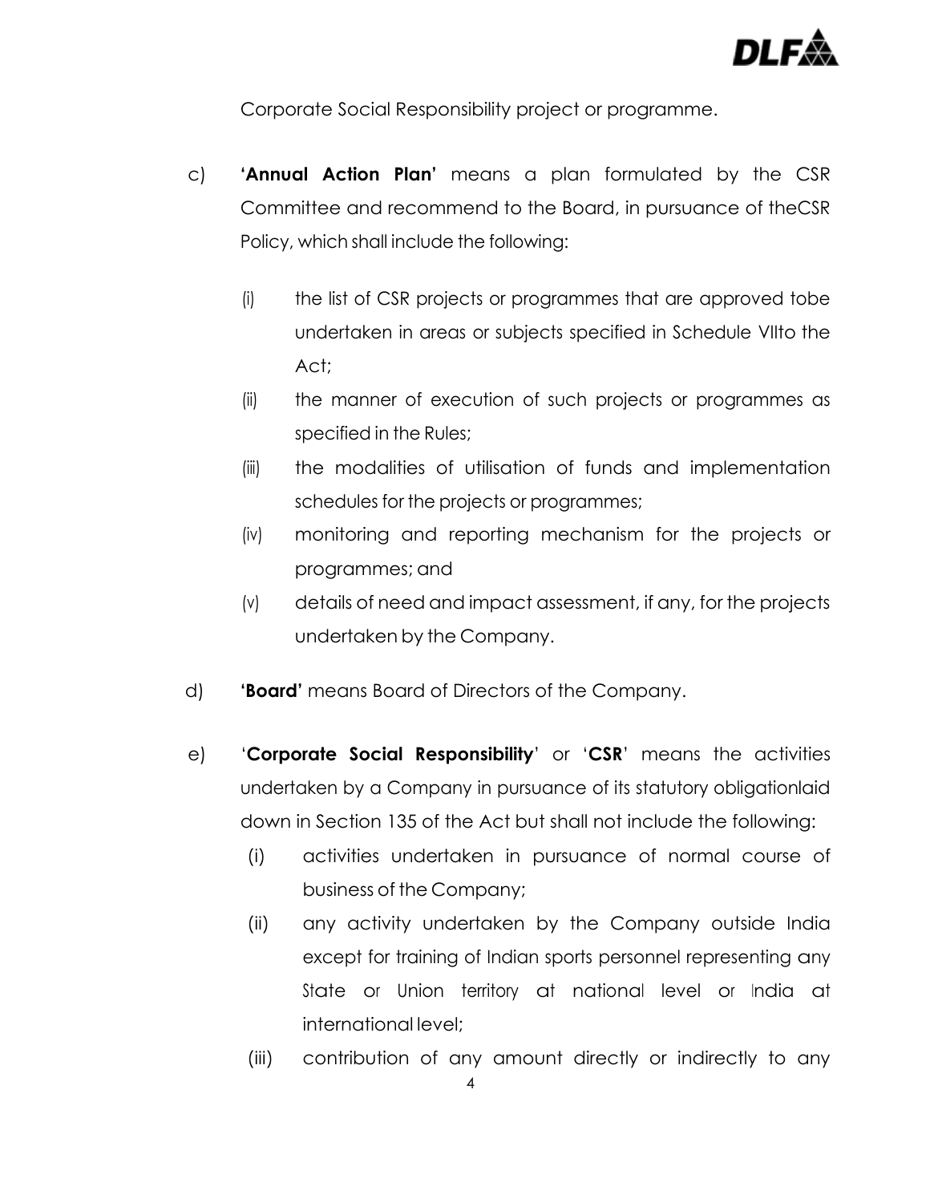Corporate Social Responsibility project or programme.

c) **'Annual Action Plan'** means a plan formulated by the CSR Committee and recommend to the Board, in pursuance of theCSR Policy, which shall include the following:

   (i) the list of CSR projects or programmes that are approved tobe undertaken in areas or subjects specified in Schedule VIIto the Act;
   (ii) the manner of execution of such projects or programmes as specified in the Rules;
   (iii) the modalities of utilisation of funds and implementation schedules for the projects or programmes;
   (iv) monitoring and reporting mechanism for the projects or programmes; and
   (v) details of need and impact assessment, if any, for the projects undertaken by the Company.

d) **'Board'** means Board of Directors of the Company.

e) '**Corporate Social Responsibility**' or '**CSR**' means the activities undertaken by a Company in pursuance of its statutory obligationlaid down in Section 135 of the Act but shall not include the following:

   (i) activities undertaken in pursuance of normal course of business of the Company;
   (ii) any activity undertaken by the Company outside India except for training of Indian sports personnel representing any State or Union territory at national level or India at international level;
   (iii) contribution of any amount directly or indirectly to any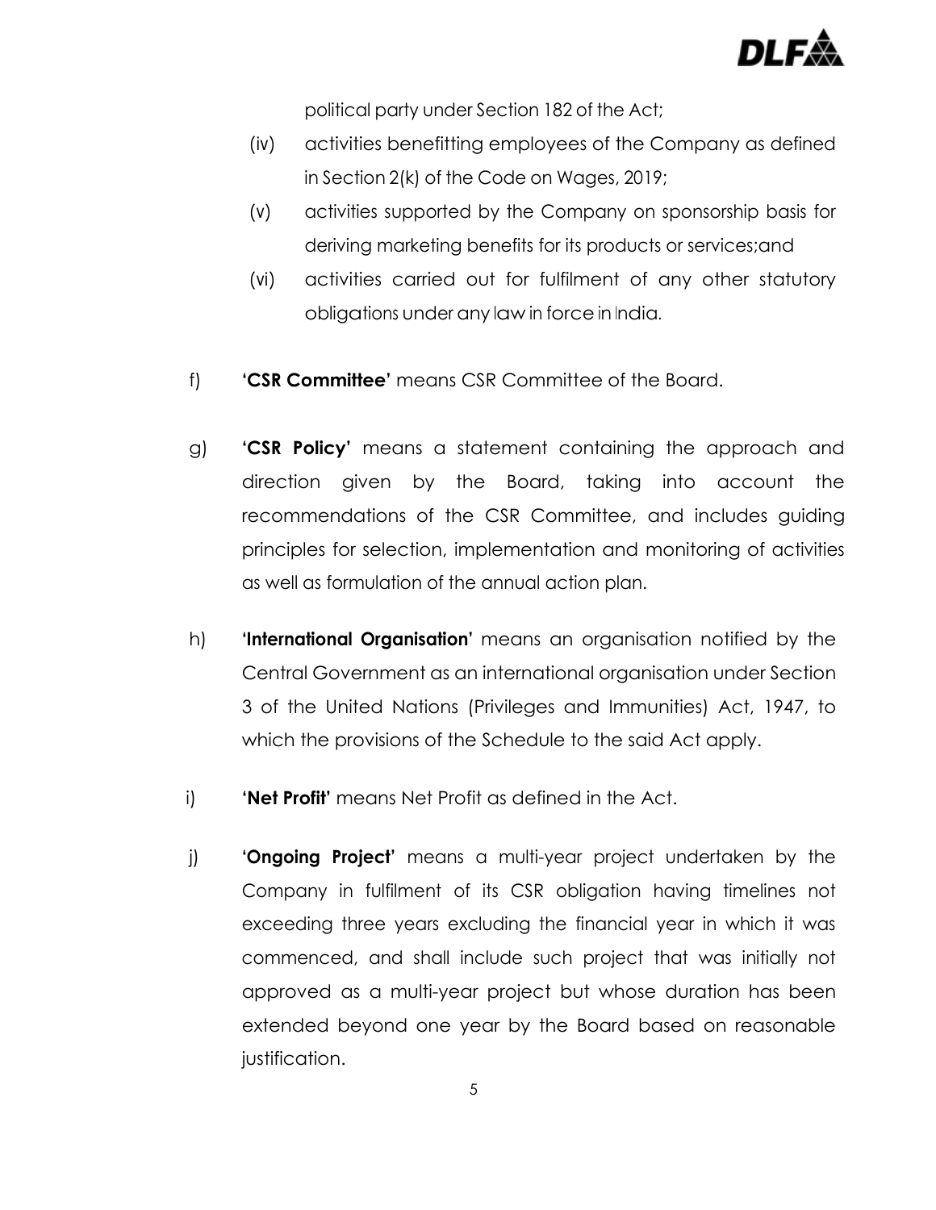political party under Section 182 of the Act;

(iv) activities benefitting employees of the Company as defined in Section 2(k) of the Code on Wages, 2019;

(v) activities supported by the Company on sponsorship basis for deriving marketing benefits for its products or services;and

(vi) activities carried out for fulfilment of any other statutory obligations under any law in force in India.

f) **'CSR Committee'** means CSR Committee of the Board.

g) **'CSR Policy'** means a statement containing the approach and direction given by the Board, taking into account the recommendations of the CSR Committee, and includes guiding principles for selection, implementation and monitoring of activities as well as formulation of the annual action plan.

h) **'International Organisation'** means an organisation notified by the Central Government as an international organisation under Section 3 of the United Nations (Privileges and Immunities) Act, 1947, to which the provisions of the Schedule to the said Act apply.

i) **'Net Profit'** means Net Profit as defined in the Act.

j) **'Ongoing Project'** means a multi-year project undertaken by the Company in fulfilment of its CSR obligation having timelines not exceeding three years excluding the financial year in which it was commenced, and shall include such project that was initially not approved as a multi-year project but whose duration has been extended beyond one year by the Board based on reasonable justification.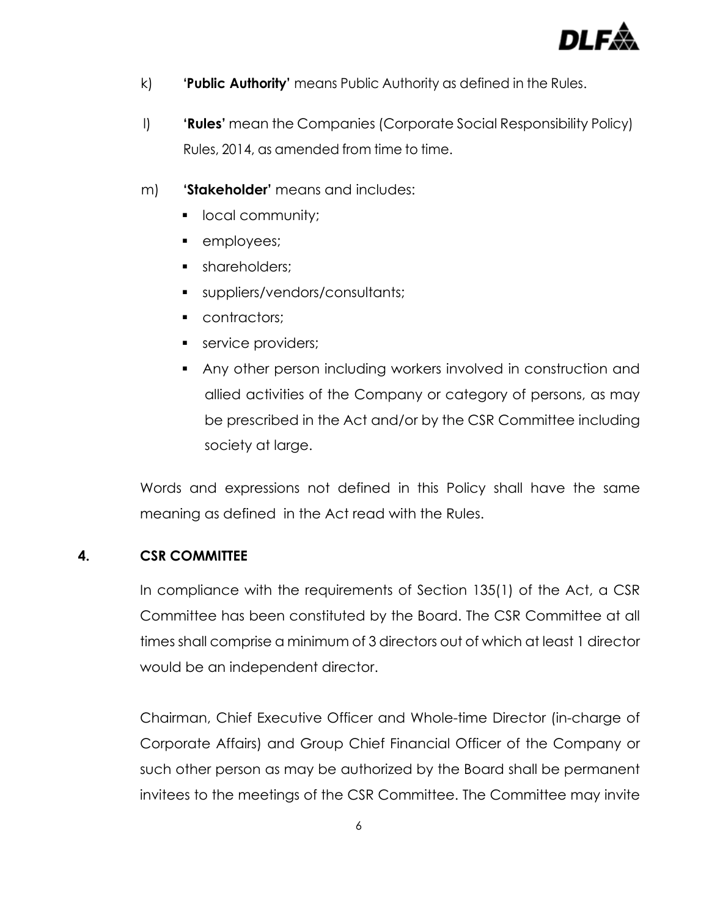k) **'Public Authority'** means Public Authority as defined in the Rules.

l) **'Rules'** mean the Companies (Corporate Social Responsibility Policy) Rules, 2014, as amended from time to time.

m) **'Stakeholder'** means and includes:

- local community;
- employees;
- shareholders;
- suppliers/vendors/consultants;
- contractors;
- service providers;
- Any other person including workers involved in construction and allied activities of the Company or category of persons, as may be prescribed in the Act and/or by the CSR Committee including society at large.

Words and expressions not defined in this Policy shall have the same meaning as defined in the Act read with the Rules.

## 4. CSR COMMITTEE

In compliance with the requirements of Section 135(1) of the Act, a CSR Committee has been constituted by the Board. The CSR Committee at all times shall comprise a minimum of 3 directors out of which at least 1 director would be an independent director.

Chairman, Chief Executive Officer and Whole-time Director (in-charge of Corporate Affairs) and Group Chief Financial Officer of the Company or such other person as may be authorized by the Board shall be permanent invitees to the meetings of the CSR Committee. The Committee may invite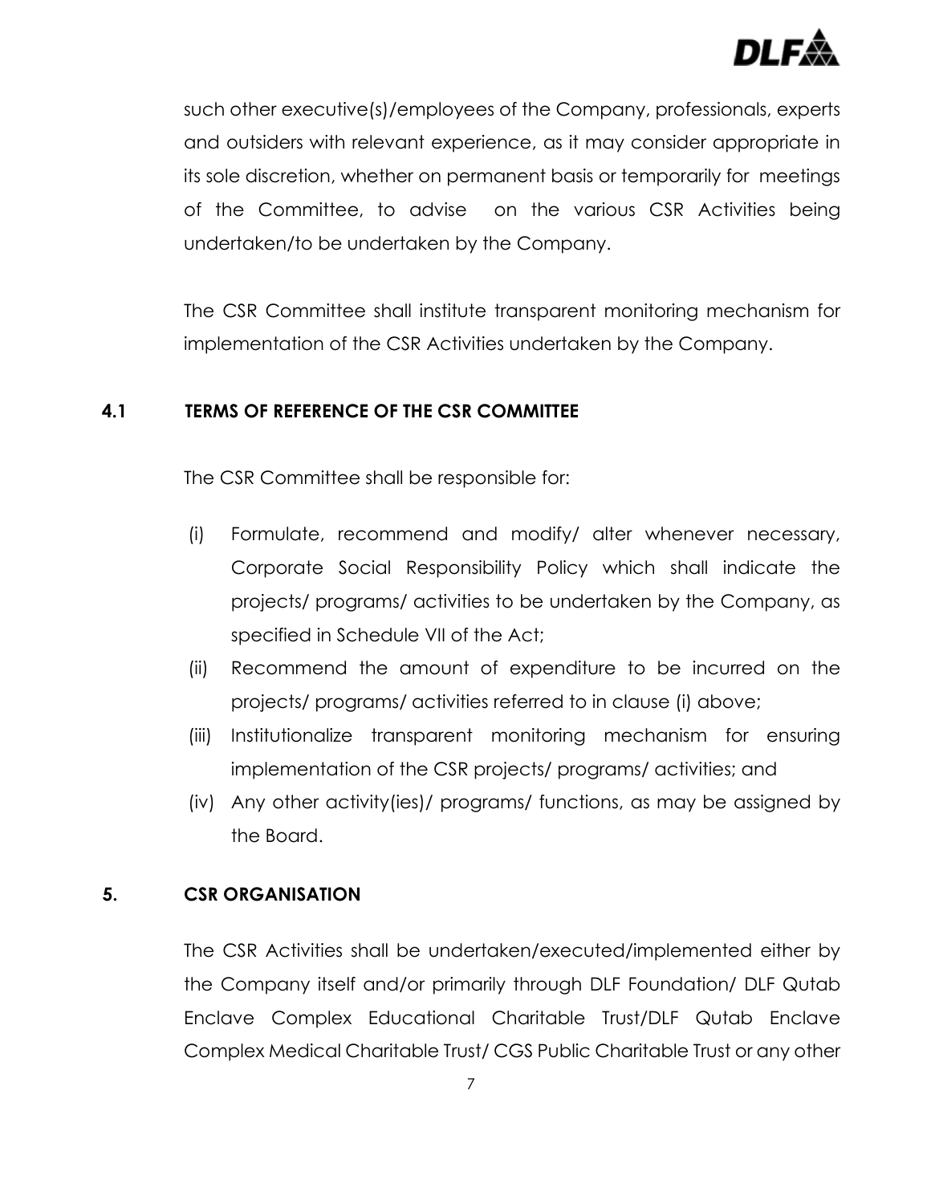such other executive(s)/employees of the Company, professionals, experts and outsiders with relevant experience, as it may consider appropriate in its sole discretion, whether on permanent basis or temporarily for meetings of the Committee, to advise on the various CSR Activities being undertaken/to be undertaken by the Company.

The CSR Committee shall institute transparent monitoring mechanism for implementation of the CSR Activities undertaken by the Company.

### 4.1 TERMS OF REFERENCE OF THE CSR COMMITTEE

The CSR Committee shall be responsible for:

(i) Formulate, recommend and modify/ alter whenever necessary, Corporate Social Responsibility Policy which shall indicate the projects/ programs/ activities to be undertaken by the Company, as specified in Schedule VII of the Act;

(ii) Recommend the amount of expenditure to be incurred on the projects/ programs/ activities referred to in clause (i) above;

(iii) Institutionalize transparent monitoring mechanism for ensuring implementation of the CSR projects/ programs/ activities; and

(iv) Any other activity(ies)/ programs/ functions, as may be assigned by the Board.

## 5. CSR ORGANISATION

The CSR Activities shall be undertaken/executed/implemented either by the Company itself and/or primarily through DLF Foundation/ DLF Qutab Enclave Complex Educational Charitable Trust/DLF Qutab Enclave Complex Medical Charitable Trust/ CGS Public Charitable Trust or any other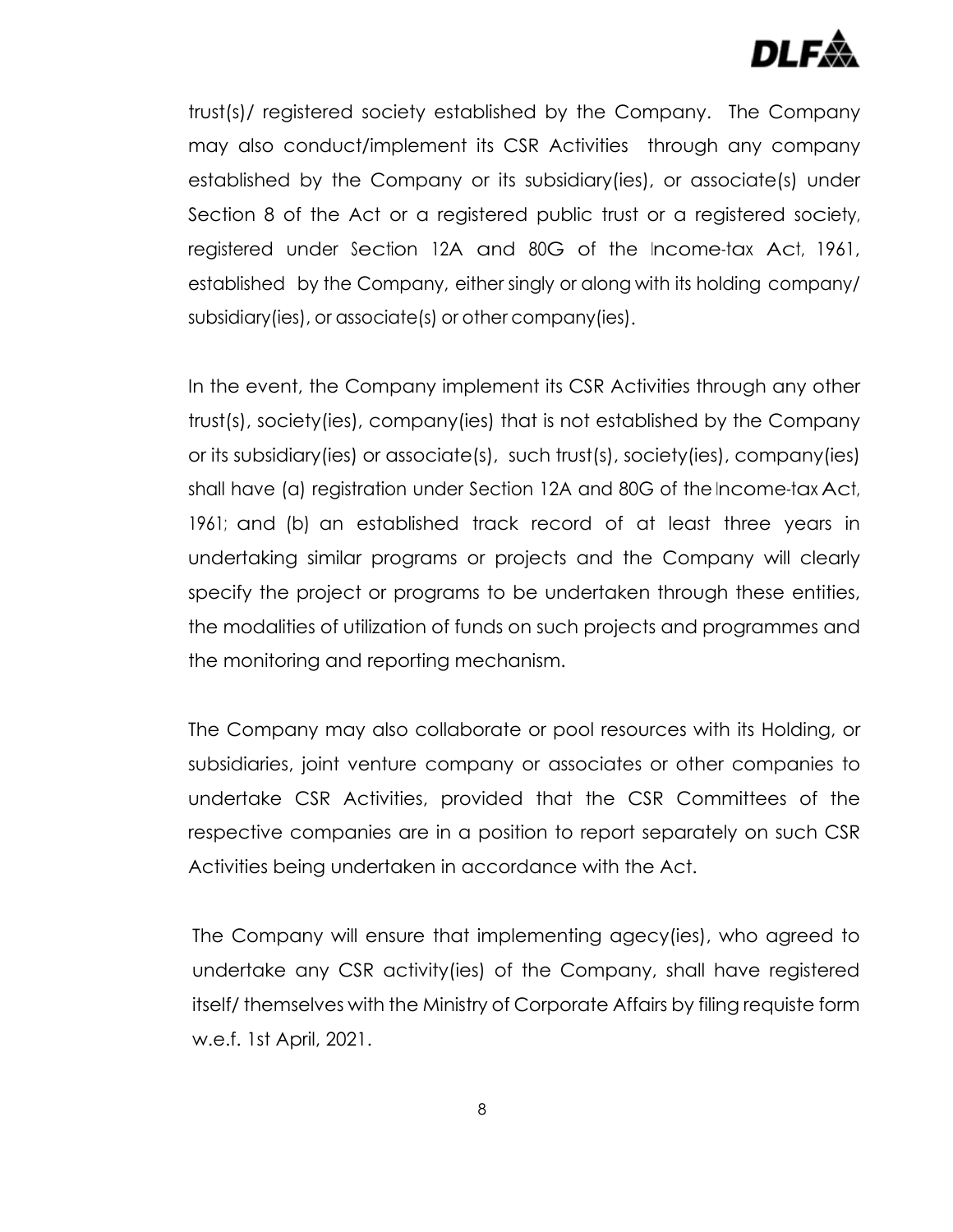trust(s)/ registered society established by the Company. The Company may also conduct/implement its CSR Activities through any company established by the Company or its subsidiary(ies), or associate(s) under Section 8 of the Act or a registered public trust or a registered society, registered under Section 12A and 80G of the Income-tax Act, 1961, established by the Company, either singly or along with its holding company/ subsidiary(ies), or associate(s) or other company(ies).

In the event, the Company implement its CSR Activities through any other trust(s), society(ies), company(ies) that is not established by the Company or its subsidiary(ies) or associate(s), such trust(s), society(ies), company(ies) shall have (a) registration under Section 12A and 80G of the Income-tax Act, 1961; and (b) an established track record of at least three years in undertaking similar programs or projects and the Company will clearly specify the project or programs to be undertaken through these entities, the modalities of utilization of funds on such projects and programmes and the monitoring and reporting mechanism.

The Company may also collaborate or pool resources with its Holding, or subsidiaries, joint venture company or associates or other companies to undertake CSR Activities, provided that the CSR Committees of the respective companies are in a position to report separately on such CSR Activities being undertaken in accordance with the Act.

The Company will ensure that implementing agecy(ies), who agreed to undertake any CSR activity(ies) of the Company, shall have registered itself/ themselves with the Ministry of Corporate Affairs by filing requiste form w.e.f. 1st April, 2021.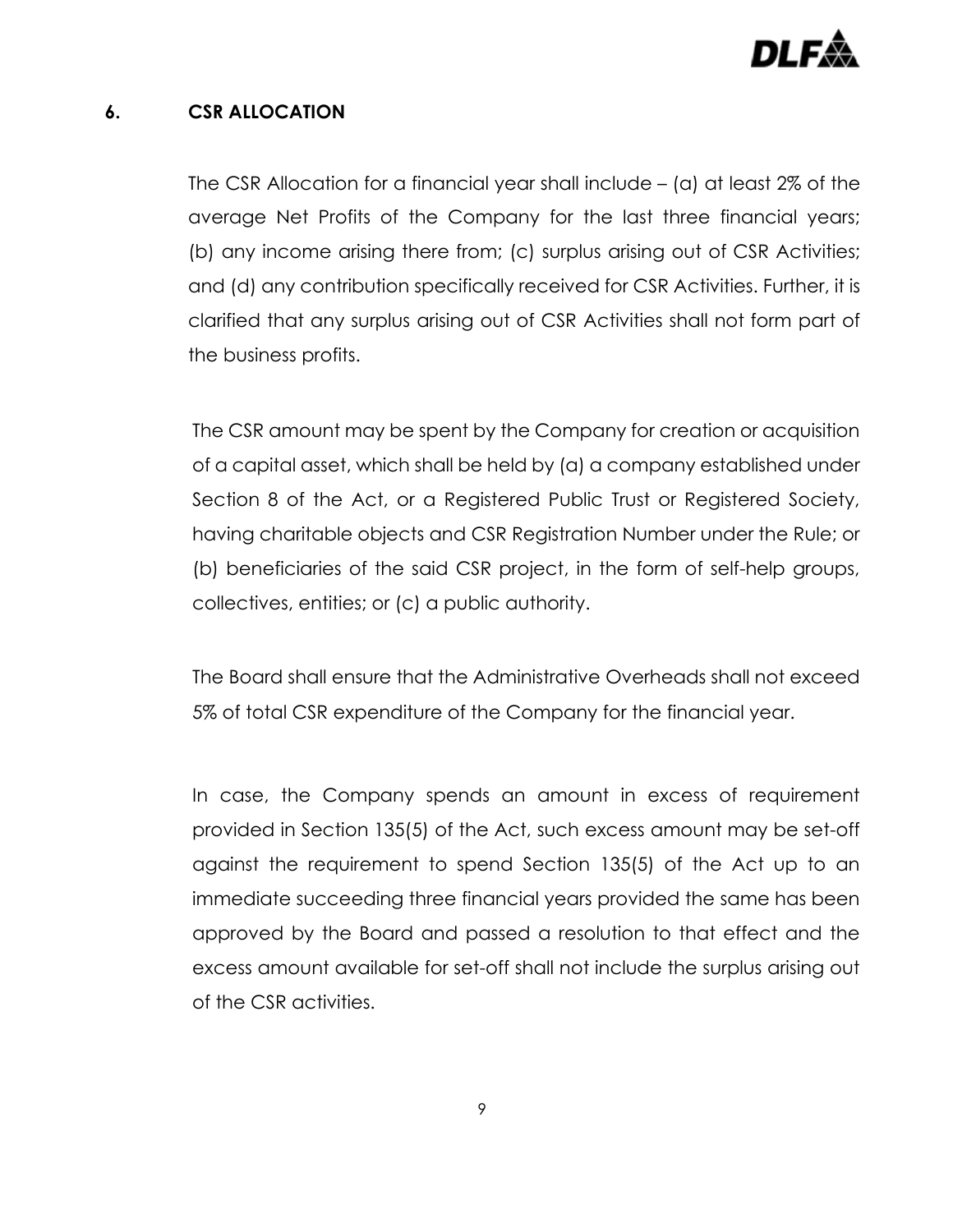## 6. CSR ALLOCATION

The CSR Allocation for a financial year shall include – (a) at least 2% of the average Net Profits of the Company for the last three financial years; (b) any income arising there from; (c) surplus arising out of CSR Activities; and (d) any contribution specifically received for CSR Activities. Further, it is clarified that any surplus arising out of CSR Activities shall not form part of the business profits.

The CSR amount may be spent by the Company for creation or acquisition of a capital asset, which shall be held by (a) a company established under Section 8 of the Act, or a Registered Public Trust or Registered Society, having charitable objects and CSR Registration Number under the Rule; or (b) beneficiaries of the said CSR project, in the form of self-help groups, collectives, entities; or (c) a public authority.

The Board shall ensure that the Administrative Overheads shall not exceed 5% of total CSR expenditure of the Company for the financial year.

In case, the Company spends an amount in excess of requirement provided in Section 135(5) of the Act, such excess amount may be set-off against the requirement to spend Section 135(5) of the Act up to an immediate succeeding three financial years provided the same has been approved by the Board and passed a resolution to that effect and the excess amount available for set-off shall not include the surplus arising out of the CSR activities.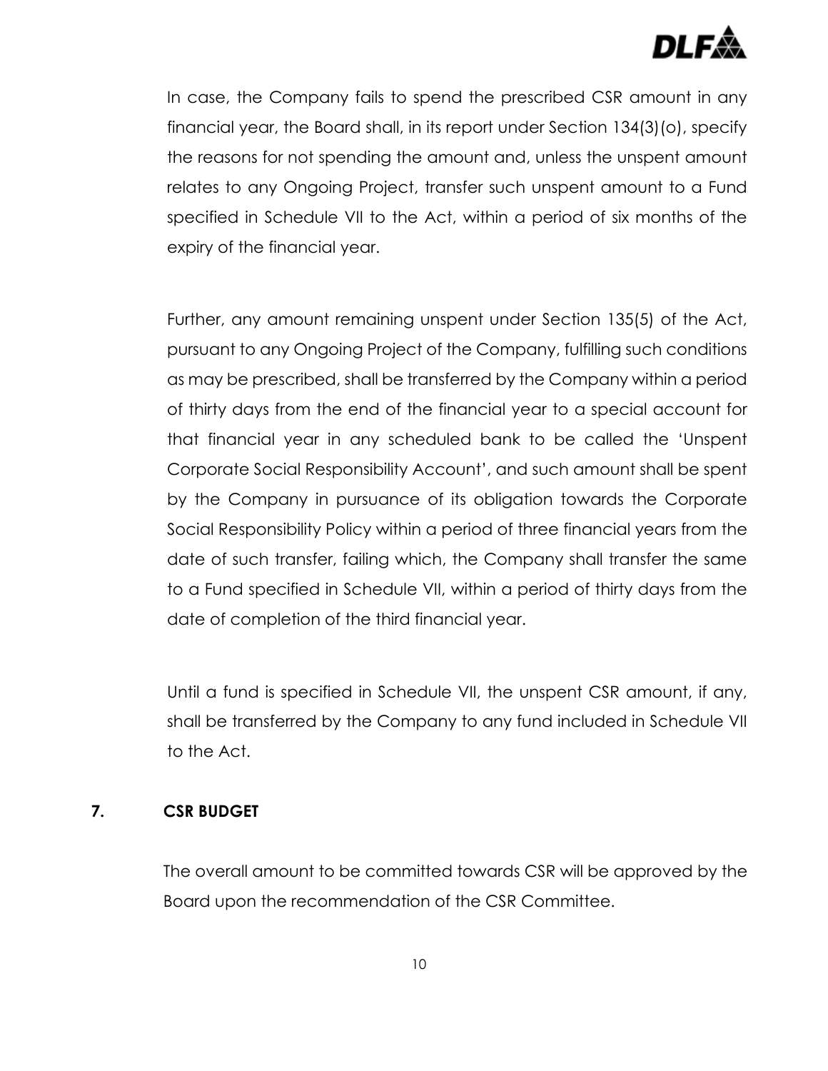In case, the Company fails to spend the prescribed CSR amount in any financial year, the Board shall, in its report under Section 134(3)(o), specify the reasons for not spending the amount and, unless the unspent amount relates to any Ongoing Project, transfer such unspent amount to a Fund specified in Schedule VII to the Act, within a period of six months of the expiry of the financial year.

Further, any amount remaining unspent under Section 135(5) of the Act, pursuant to any Ongoing Project of the Company, fulfilling such conditions as may be prescribed, shall be transferred by the Company within a period of thirty days from the end of the financial year to a special account for that financial year in any scheduled bank to be called the 'Unspent Corporate Social Responsibility Account', and such amount shall be spent by the Company in pursuance of its obligation towards the Corporate Social Responsibility Policy within a period of three financial years from the date of such transfer, failing which, the Company shall transfer the same to a Fund specified in Schedule VII, within a period of thirty days from the date of completion of the third financial year.

Until a fund is specified in Schedule VII, the unspent CSR amount, if any, shall be transferred by the Company to any fund included in Schedule VII to the Act.

## 7. CSR BUDGET

The overall amount to be committed towards CSR will be approved by the Board upon the recommendation of the CSR Committee.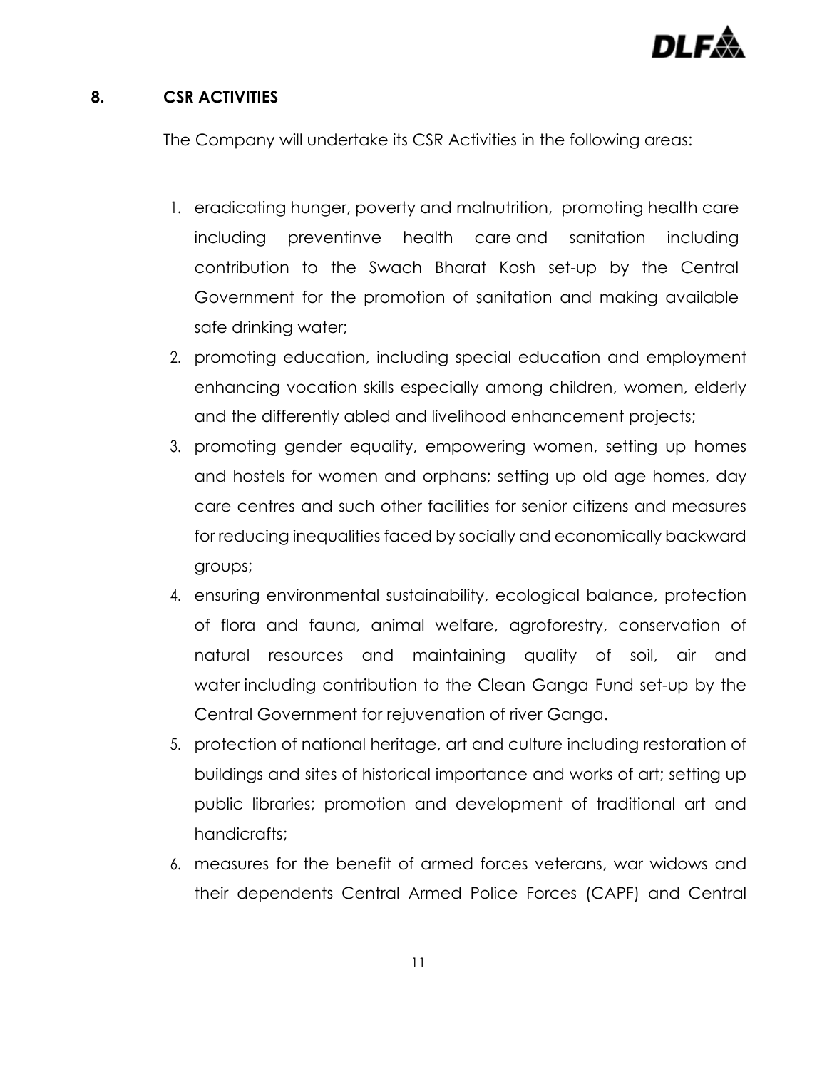## 8. CSR ACTIVITIES

The Company will undertake its CSR Activities in the following areas:

1. eradicating hunger, poverty and malnutrition, promoting health care including preventinve health care and sanitation including contribution to the Swach Bharat Kosh set-up by the Central Government for the promotion of sanitation and making available safe drinking water;
2. promoting education, including special education and employment enhancing vocation skills especially among children, women, elderly and the differently abled and livelihood enhancement projects;
3. promoting gender equality, empowering women, setting up homes and hostels for women and orphans; setting up old age homes, day care centres and such other facilities for senior citizens and measures for reducing inequalities faced by socially and economically backward groups;
4. ensuring environmental sustainability, ecological balance, protection of flora and fauna, animal welfare, agroforestry, conservation of natural resources and maintaining quality of soil, air and water including contribution to the Clean Ganga Fund set-up by the Central Government for rejuvenation of river Ganga.
5. protection of national heritage, art and culture including restoration of buildings and sites of historical importance and works of art; setting up public libraries; promotion and development of traditional art and handicrafts;
6. measures for the benefit of armed forces veterans, war widows and their dependents Central Armed Police Forces (CAPF) and Central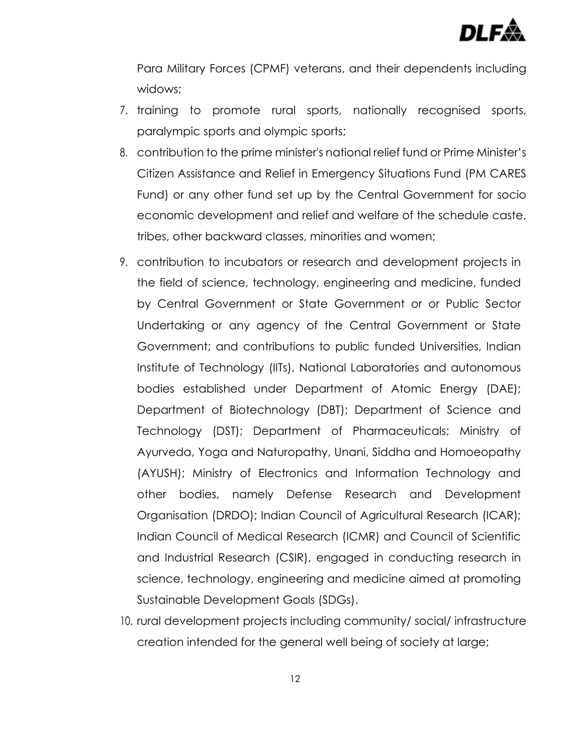Para Military Forces (CPMF) veterans, and their dependents including widows;

7. training to promote rural sports, nationally recognised sports, paralympic sports and olympic sports;
8. contribution to the prime minister's national relief fund or Prime Minister's Citizen Assistance and Relief in Emergency Situations Fund (PM CARES Fund) or any other fund set up by the Central Government for socio economic development and relief and welfare of the schedule caste, tribes, other backward classes, minorities and women;
9. contribution to incubators or research and development projects in the field of science, technology, engineering and medicine, funded by Central Government or State Government or or Public Sector Undertaking or any agency of the Central Government or State Government; and contributions to public funded Universities, Indian Institute of Technology (IITs), National Laboratories and autonomous bodies established under Department of Atomic Energy (DAE); Department of Biotechnology (DBT); Department of Science and Technology (DST); Department of Pharmaceuticals; Ministry of Ayurveda, Yoga and Naturopathy, Unani, Siddha and Homoeopathy (AYUSH); Ministry of Electronics and Information Technology and other bodies, namely Defense Research and Development Organisation (DRDO); Indian Council of Agricultural Research (ICAR); Indian Council of Medical Research (ICMR) and Council of Scientific and Industrial Research (CSIR), engaged in conducting research in science, technology, engineering and medicine aimed at promoting Sustainable Development Goals (SDGs).
10. rural development projects including community/ social/ infrastructure creation intended for the general well being of society at large;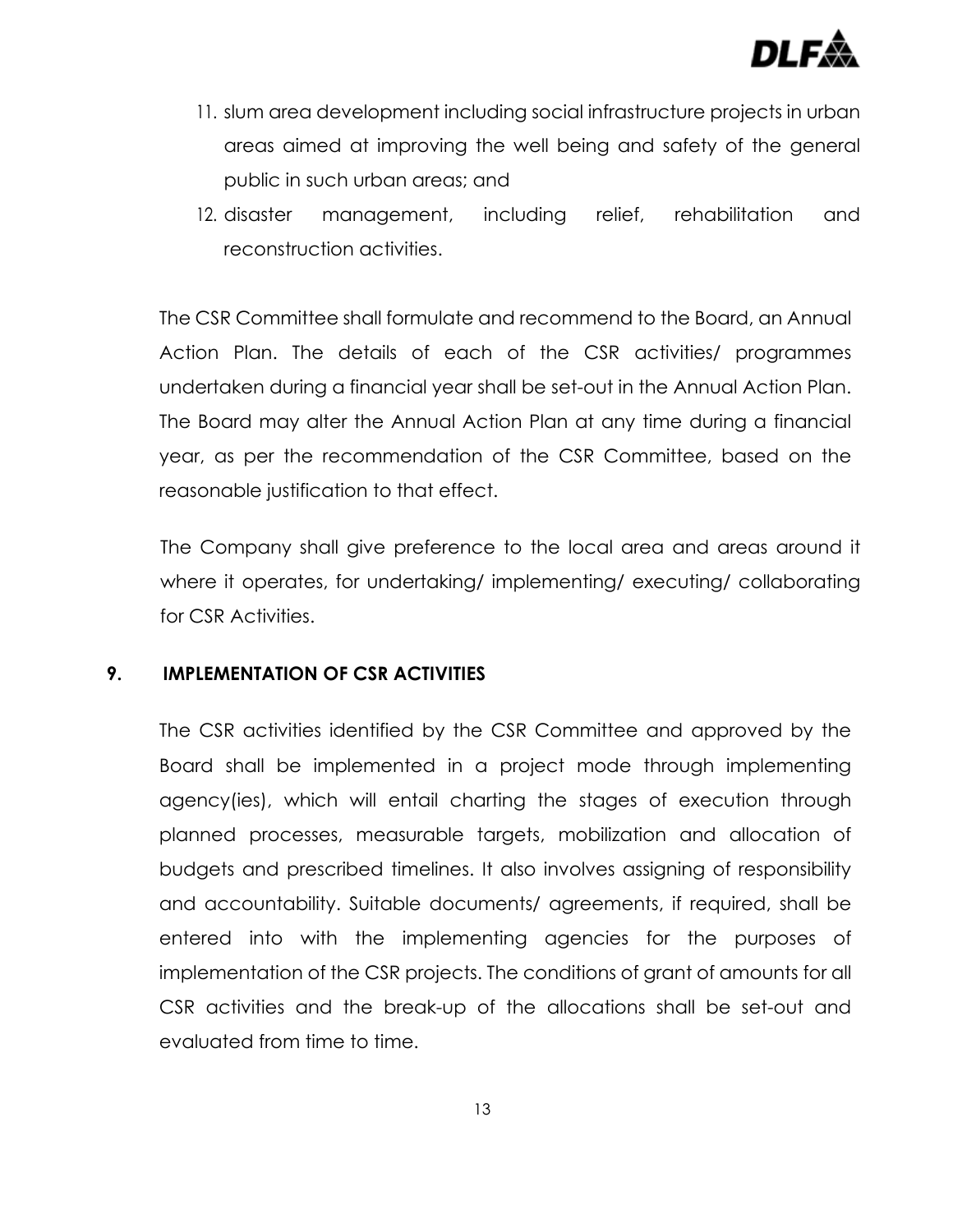11. slum area development including social infrastructure projects in urban areas aimed at improving the well being and safety of the general public in such urban areas; and
12. disaster management, including relief, rehabilitation and reconstruction activities.

The CSR Committee shall formulate and recommend to the Board, an Annual Action Plan. The details of each of the CSR activities/ programmes undertaken during a financial year shall be set-out in the Annual Action Plan. The Board may alter the Annual Action Plan at any time during a financial year, as per the recommendation of the CSR Committee, based on the reasonable justification to that effect.

The Company shall give preference to the local area and areas around it where it operates, for undertaking/ implementing/ executing/ collaborating for CSR Activities.

## 9. IMPLEMENTATION OF CSR ACTIVITIES

The CSR activities identified by the CSR Committee and approved by the Board shall be implemented in a project mode through implementing agency(ies), which will entail charting the stages of execution through planned processes, measurable targets, mobilization and allocation of budgets and prescribed timelines. It also involves assigning of responsibility and accountability. Suitable documents/ agreements, if required, shall be entered into with the implementing agencies for the purposes of implementation of the CSR projects. The conditions of grant of amounts for all CSR activities and the break-up of the allocations shall be set-out and evaluated from time to time.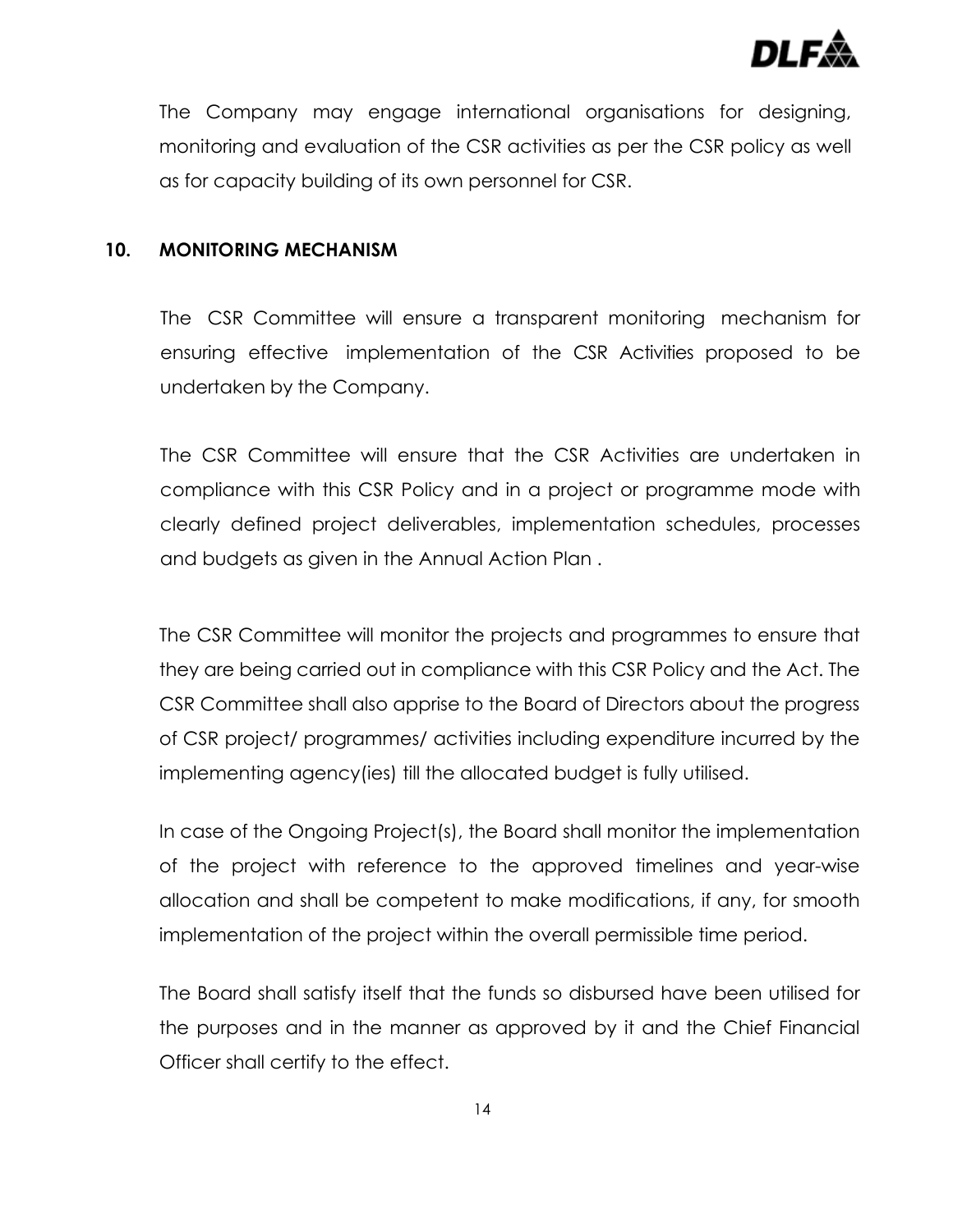The Company may engage international organisations for designing, monitoring and evaluation of the CSR activities as per the CSR policy as well as for capacity building of its own personnel for CSR.

## 10. MONITORING MECHANISM

The CSR Committee will ensure a transparent monitoring mechanism for ensuring effective implementation of the CSR Activities proposed to be undertaken by the Company.

The CSR Committee will ensure that the CSR Activities are undertaken in compliance with this CSR Policy and in a project or programme mode with clearly defined project deliverables, implementation schedules, processes and budgets as given in the Annual Action Plan .

The CSR Committee will monitor the projects and programmes to ensure that they are being carried out in compliance with this CSR Policy and the Act. The CSR Committee shall also apprise to the Board of Directors about the progress of CSR project/ programmes/ activities including expenditure incurred by the implementing agency(ies) till the allocated budget is fully utilised.

In case of the Ongoing Project(s), the Board shall monitor the implementation of the project with reference to the approved timelines and year-wise allocation and shall be competent to make modifications, if any, for smooth implementation of the project within the overall permissible time period.

The Board shall satisfy itself that the funds so disbursed have been utilised for the purposes and in the manner as approved by it and the Chief Financial Officer shall certify to the effect.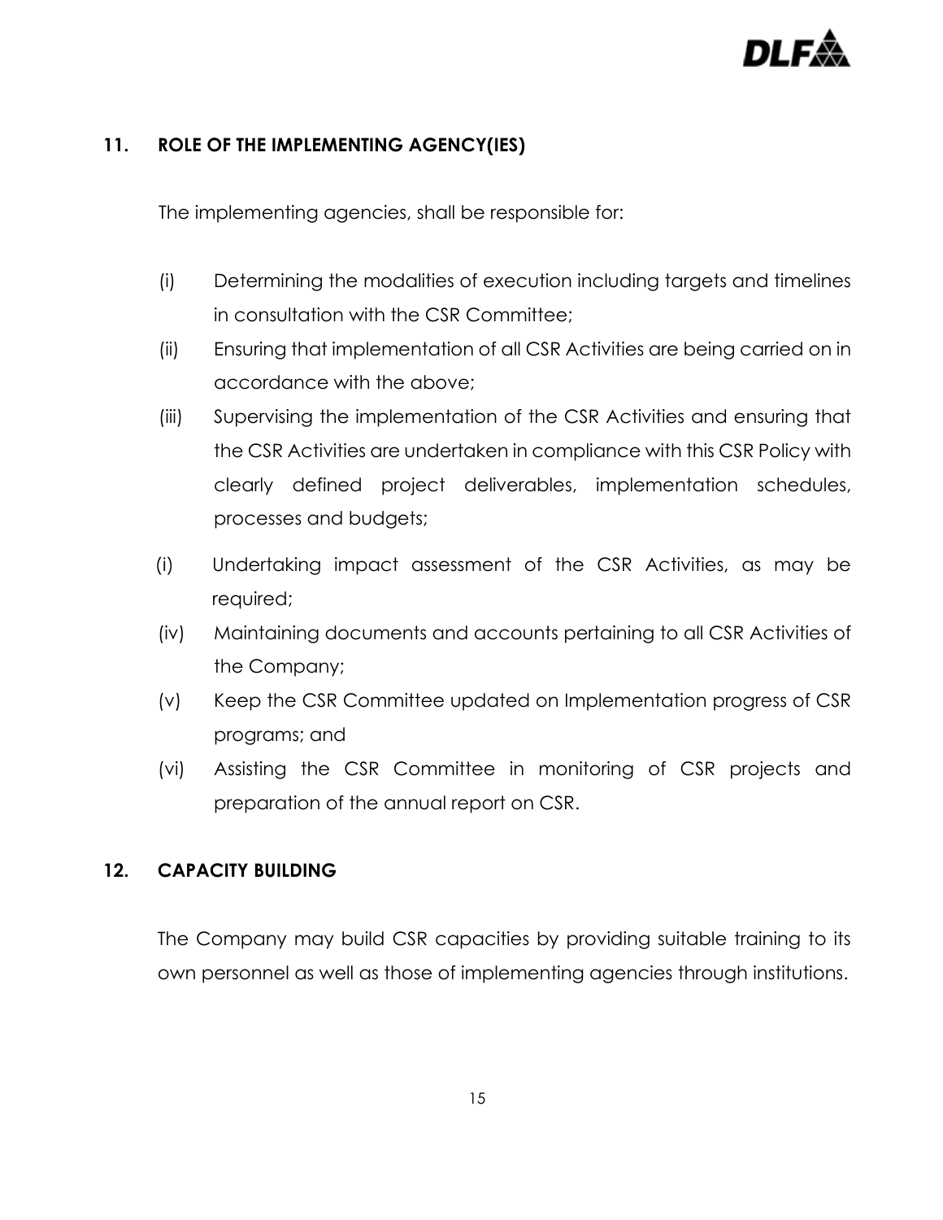## 11. ROLE OF THE IMPLEMENTING AGENCY(IES)

The implementing agencies, shall be responsible for:

(i) Determining the modalities of execution including targets and timelines in consultation with the CSR Committee;

(ii) Ensuring that implementation of all CSR Activities are being carried on in accordance with the above;

(iii) Supervising the implementation of the CSR Activities and ensuring that the CSR Activities are undertaken in compliance with this CSR Policy with clearly defined project deliverables, implementation schedules, processes and budgets;

(i) Undertaking impact assessment of the CSR Activities, as may be required;

(iv) Maintaining documents and accounts pertaining to all CSR Activities of the Company;

(v) Keep the CSR Committee updated on Implementation progress of CSR programs; and

(vi) Assisting the CSR Committee in monitoring of CSR projects and preparation of the annual report on CSR.

## 12. CAPACITY BUILDING

The Company may build CSR capacities by providing suitable training to its own personnel as well as those of implementing agencies through institutions.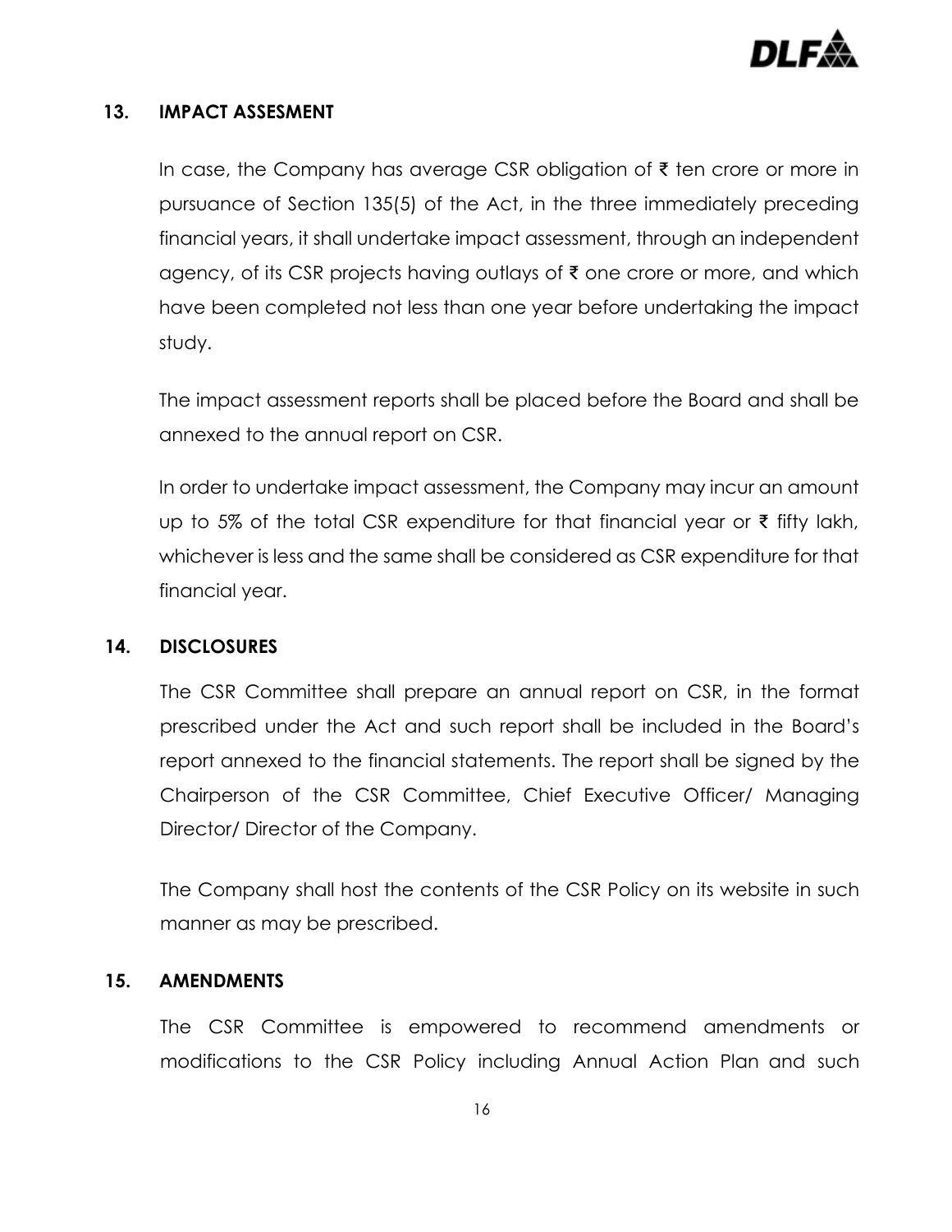## 13. IMPACT ASSESMENT

In case, the Company has average CSR obligation of ₹ ten crore or more in pursuance of Section 135(5) of the Act, in the three immediately preceding financial years, it shall undertake impact assessment, through an independent agency, of its CSR projects having outlays of ₹ one crore or more, and which have been completed not less than one year before undertaking the impact study.

The impact assessment reports shall be placed before the Board and shall be annexed to the annual report on CSR.

In order to undertake impact assessment, the Company may incur an amount up to 5% of the total CSR expenditure for that financial year or ₹ fifty lakh, whichever is less and the same shall be considered as CSR expenditure for that financial year.

## 14. DISCLOSURES

The CSR Committee shall prepare an annual report on CSR, in the format prescribed under the Act and such report shall be included in the Board's report annexed to the financial statements. The report shall be signed by the Chairperson of the CSR Committee, Chief Executive Officer/ Managing Director/ Director of the Company.

The Company shall host the contents of the CSR Policy on its website in such manner as may be prescribed.

## 15. AMENDMENTS

The CSR Committee is empowered to recommend amendments or modifications to the CSR Policy including Annual Action Plan and such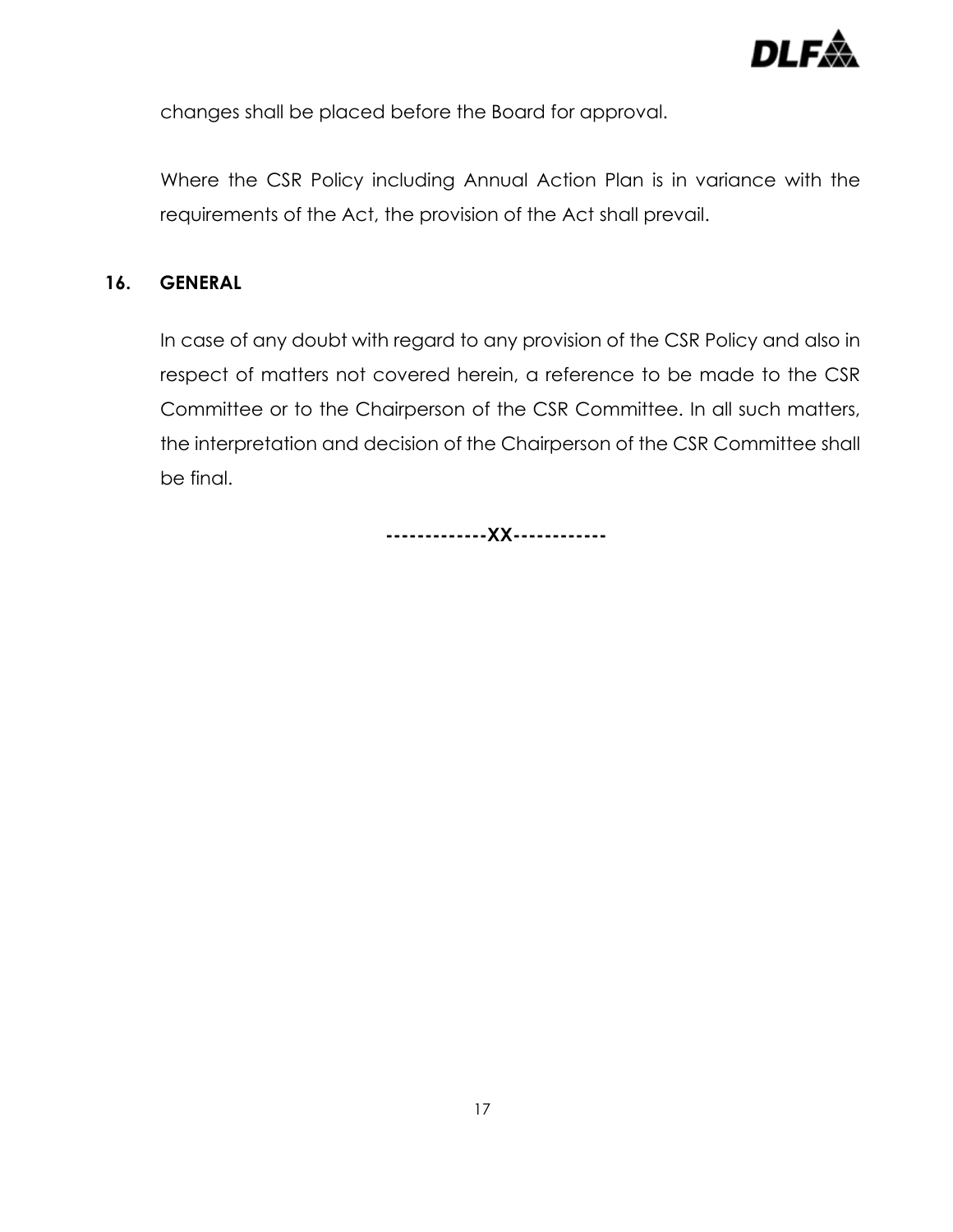changes shall be placed before the Board for approval.

Where the CSR Policy including Annual Action Plan is in variance with the requirements of the Act, the provision of the Act shall prevail.

## 16. GENERAL

In case of any doubt with regard to any provision of the CSR Policy and also in respect of matters not covered herein, a reference to be made to the CSR Committee or to the Chairperson of the CSR Committee. In all such matters, the interpretation and decision of the Chairperson of the CSR Committee shall be final.

**-------------XX------------**